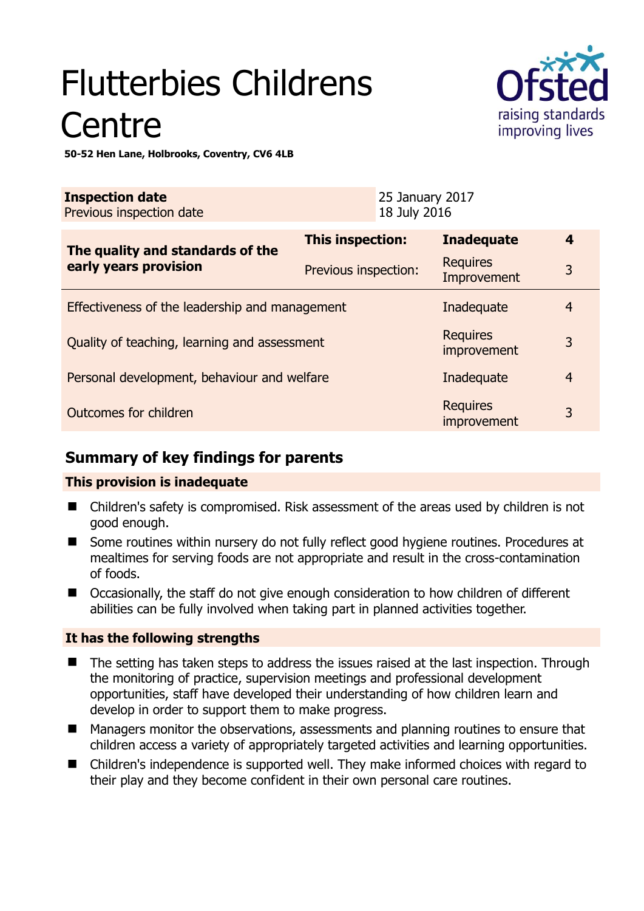# Flutterbies Childrens Centre

**50-52 Hen Lane, Holbrooks, Coventry, CV6 4LB**

| | |
|---|---|
| **Inspection date** | 25 January 2017 |
| Previous inspection date | 18 July 2016 |

| | | | |
|---|---|---|---|
| **The quality and standards of the early years provision** | **This inspection:** | **Inadequate** | **4** |
| | Previous inspection: | Requires Improvement | 3 |
| Effectiveness of the leadership and management | | Inadequate | 4 |
| Quality of teaching, learning and assessment | | Requires improvement | 3 |
| Personal development, behaviour and welfare | | Inadequate | 4 |
| Outcomes for children | | Requires improvement | 3 |

## Summary of key findings for parents

### This provision is inadequate

- Children's safety is compromised. Risk assessment of the areas used by children is not good enough.
- Some routines within nursery do not fully reflect good hygiene routines. Procedures at mealtimes for serving foods are not appropriate and result in the cross-contamination of foods.
- Occasionally, the staff do not give enough consideration to how children of different abilities can be fully involved when taking part in planned activities together.

### It has the following strengths

- The setting has taken steps to address the issues raised at the last inspection. Through the monitoring of practice, supervision meetings and professional development opportunities, staff have developed their understanding of how children learn and develop in order to support them to make progress.
- Managers monitor the observations, assessments and planning routines to ensure that children access a variety of appropriately targeted activities and learning opportunities.
- Children's independence is supported well. They make informed choices with regard to their play and they become confident in their own personal care routines.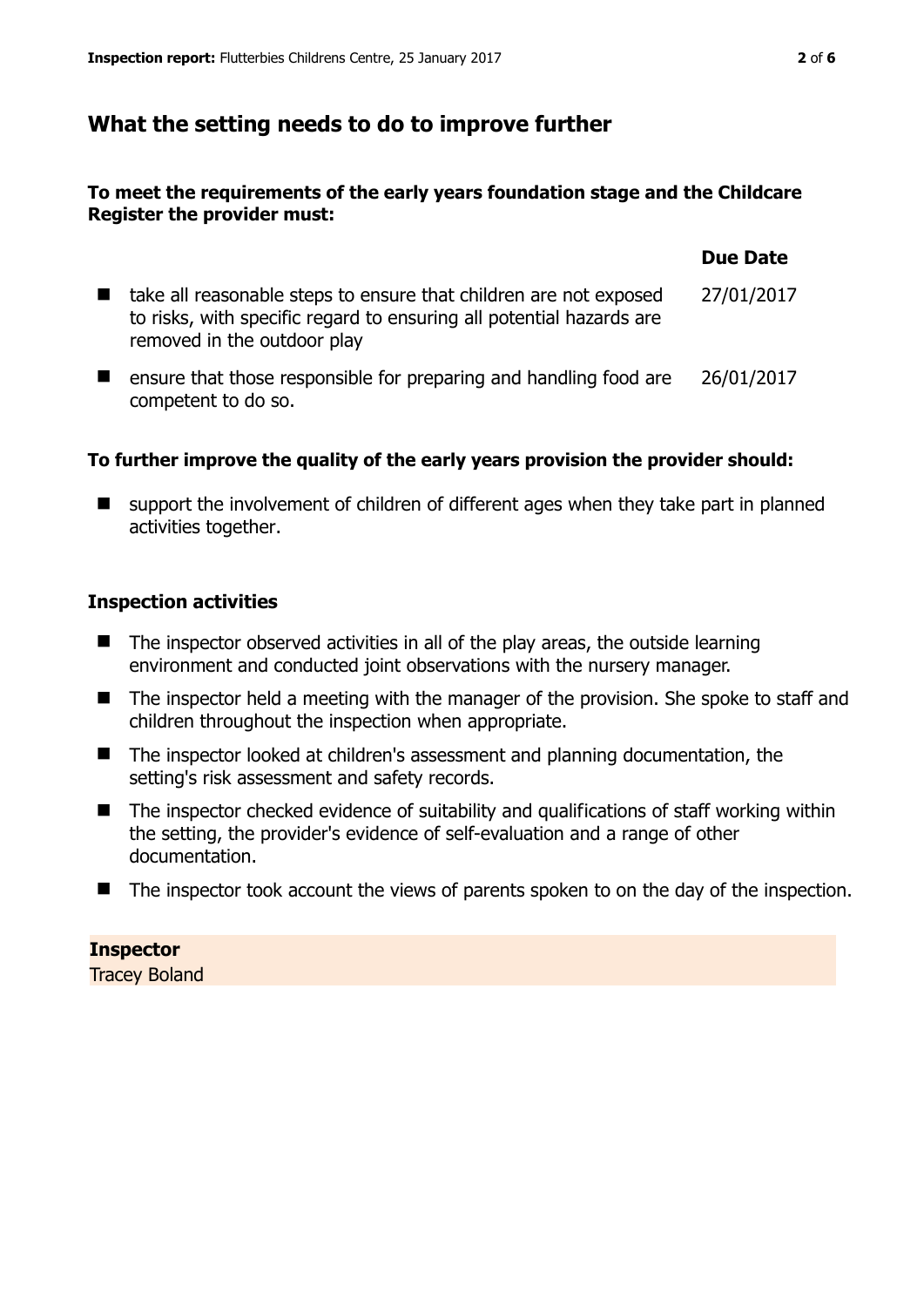## What the setting needs to do to improve further

**To meet the requirements of the early years foundation stage and the Childcare Register the provider must:**

| | Due Date |
|---|---|
| take all reasonable steps to ensure that children are not exposed to risks, with specific regard to ensuring all potential hazards are removed in the outdoor play | 27/01/2017 |
| ensure that those responsible for preparing and handling food are competent to do so. | 26/01/2017 |

**To further improve the quality of the early years provision the provider should:**

- support the involvement of children of different ages when they take part in planned activities together.

### Inspection activities

- The inspector observed activities in all of the play areas, the outside learning environment and conducted joint observations with the nursery manager.
- The inspector held a meeting with the manager of the provision. She spoke to staff and children throughout the inspection when appropriate.
- The inspector looked at children's assessment and planning documentation, the setting's risk assessment and safety records.
- The inspector checked evidence of suitability and qualifications of staff working within the setting, the provider's evidence of self-evaluation and a range of other documentation.
- The inspector took account the views of parents spoken to on the day of the inspection.

**Inspector**
Tracey Boland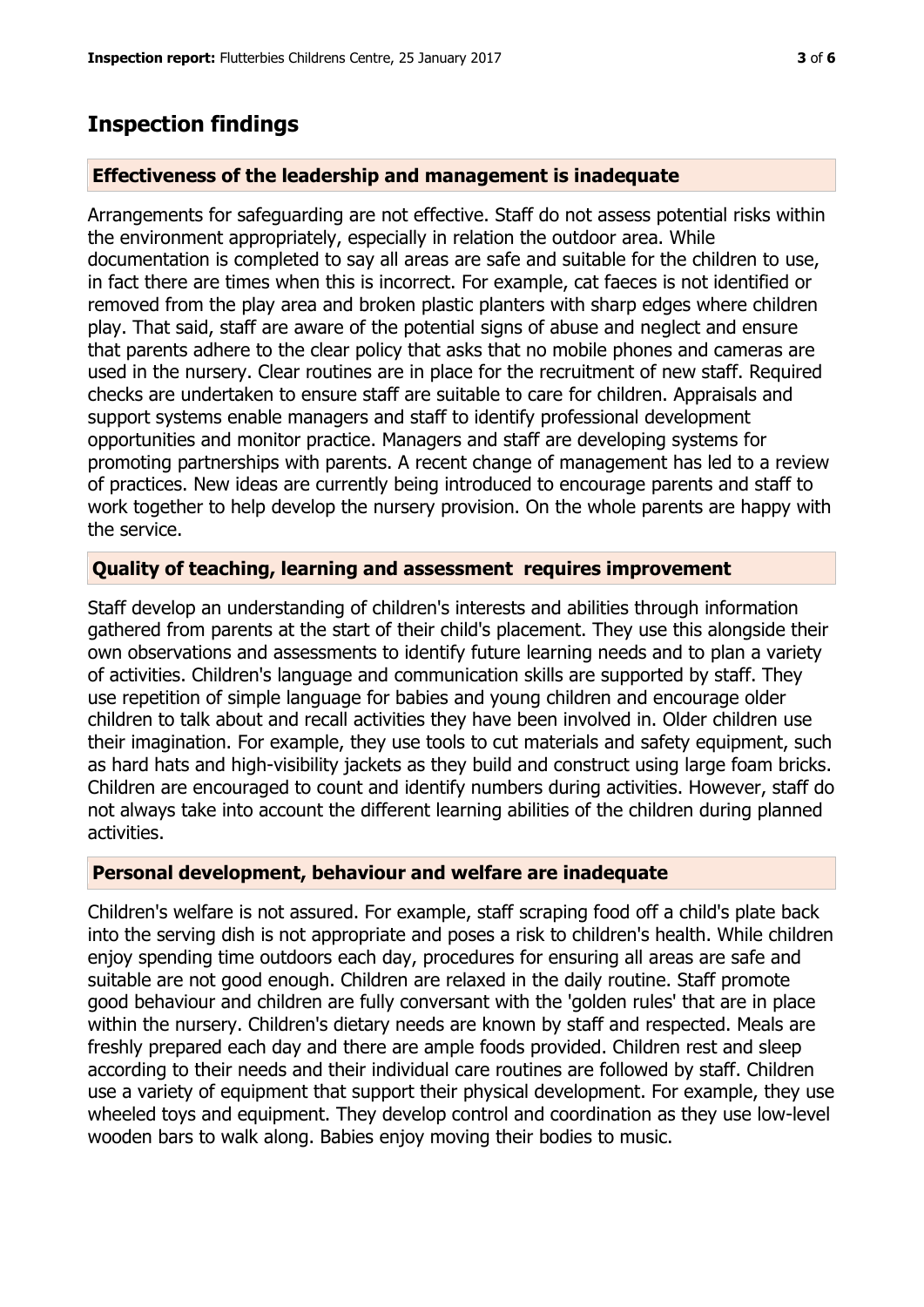## Inspection findings

### Effectiveness of the leadership and management is inadequate

Arrangements for safeguarding are not effective. Staff do not assess potential risks within the environment appropriately, especially in relation the outdoor area. While documentation is completed to say all areas are safe and suitable for the children to use, in fact there are times when this is incorrect. For example, cat faeces is not identified or removed from the play area and broken plastic planters with sharp edges where children play. That said, staff are aware of the potential signs of abuse and neglect and ensure that parents adhere to the clear policy that asks that no mobile phones and cameras are used in the nursery. Clear routines are in place for the recruitment of new staff. Required checks are undertaken to ensure staff are suitable to care for children. Appraisals and support systems enable managers and staff to identify professional development opportunities and monitor practice. Managers and staff are developing systems for promoting partnerships with parents. A recent change of management has led to a review of practices. New ideas are currently being introduced to encourage parents and staff to work together to help develop the nursery provision. On the whole parents are happy with the service.

### Quality of teaching, learning and assessment requires improvement

Staff develop an understanding of children's interests and abilities through information gathered from parents at the start of their child's placement. They use this alongside their own observations and assessments to identify future learning needs and to plan a variety of activities. Children's language and communication skills are supported by staff. They use repetition of simple language for babies and young children and encourage older children to talk about and recall activities they have been involved in. Older children use their imagination. For example, they use tools to cut materials and safety equipment, such as hard hats and high-visibility jackets as they build and construct using large foam bricks. Children are encouraged to count and identify numbers during activities. However, staff do not always take into account the different learning abilities of the children during planned activities.

### Personal development, behaviour and welfare are inadequate

Children's welfare is not assured. For example, staff scraping food off a child's plate back into the serving dish is not appropriate and poses a risk to children's health. While children enjoy spending time outdoors each day, procedures for ensuring all areas are safe and suitable are not good enough. Children are relaxed in the daily routine. Staff promote good behaviour and children are fully conversant with the 'golden rules' that are in place within the nursery. Children's dietary needs are known by staff and respected. Meals are freshly prepared each day and there are ample foods provided. Children rest and sleep according to their needs and their individual care routines are followed by staff. Children use a variety of equipment that support their physical development. For example, they use wheeled toys and equipment. They develop control and coordination as they use low-level wooden bars to walk along. Babies enjoy moving their bodies to music.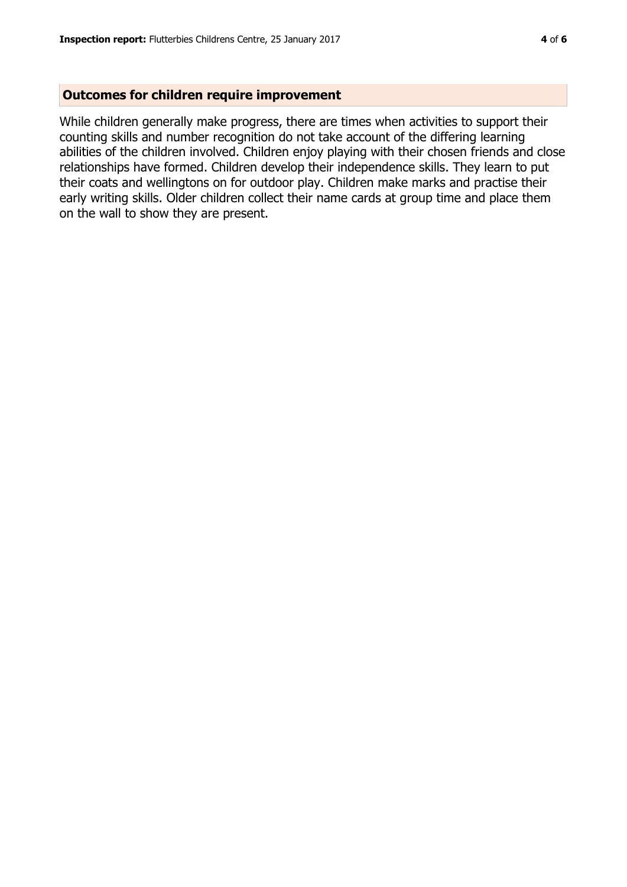## Outcomes for children require improvement

While children generally make progress, there are times when activities to support their counting skills and number recognition do not take account of the differing learning abilities of the children involved. Children enjoy playing with their chosen friends and close relationships have formed. Children develop their independence skills. They learn to put their coats and wellingtons on for outdoor play. Children make marks and practise their early writing skills. Older children collect their name cards at group time and place them on the wall to show they are present.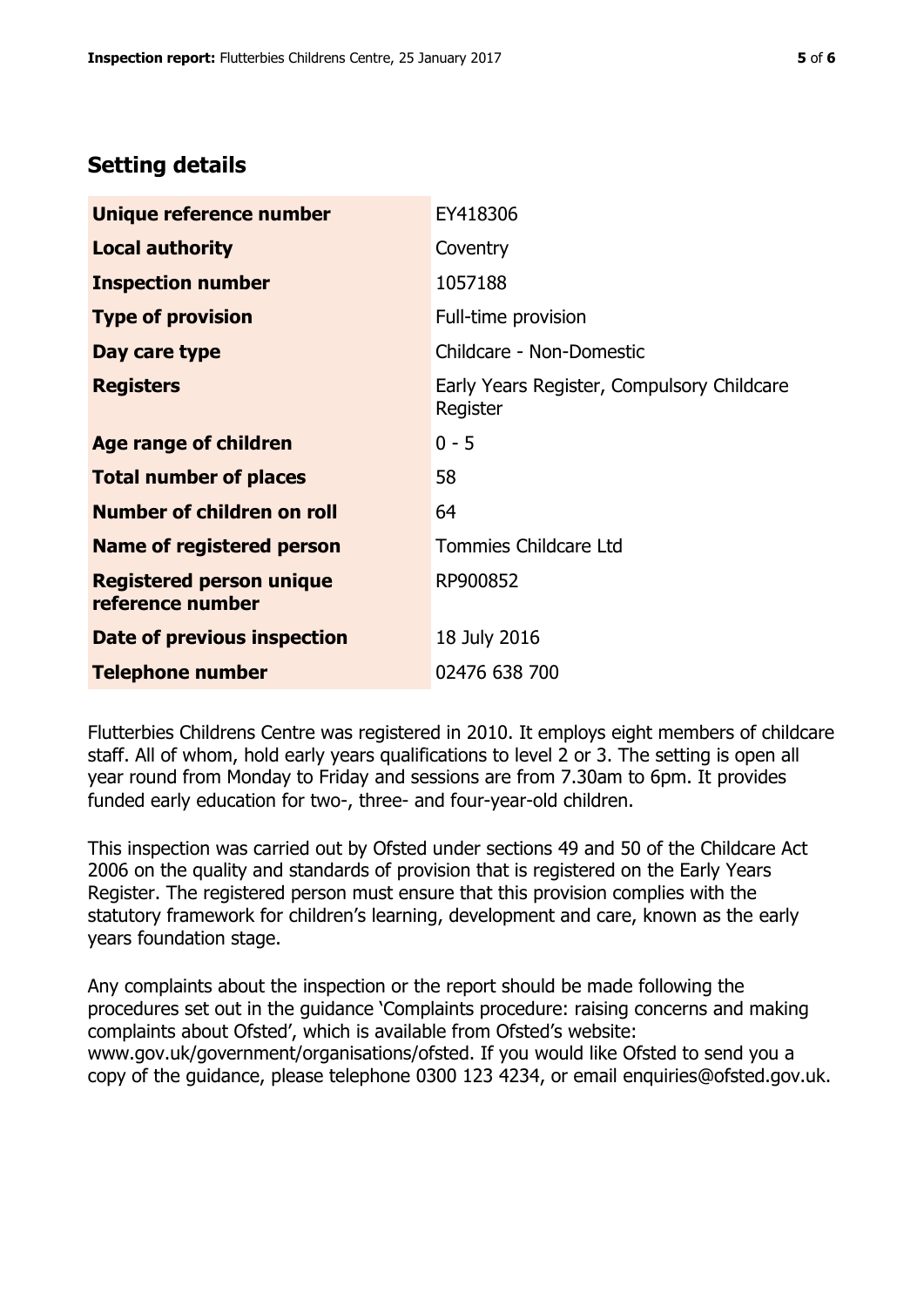## Setting details

| | |
|---|---|
| **Unique reference number** | EY418306 |
| **Local authority** | Coventry |
| **Inspection number** | 1057188 |
| **Type of provision** | Full-time provision |
| **Day care type** | Childcare - Non-Domestic |
| **Registers** | Early Years Register, Compulsory Childcare Register |
| **Age range of children** | 0 - 5 |
| **Total number of places** | 58 |
| **Number of children on roll** | 64 |
| **Name of registered person** | Tommies Childcare Ltd |
| **Registered person unique reference number** | RP900852 |
| **Date of previous inspection** | 18 July 2016 |
| **Telephone number** | 02476 638 700 |

Flutterbies Childrens Centre was registered in 2010. It employs eight members of childcare staff. All of whom, hold early years qualifications to level 2 or 3. The setting is open all year round from Monday to Friday and sessions are from 7.30am to 6pm. It provides funded early education for two-, three- and four-year-old children.

This inspection was carried out by Ofsted under sections 49 and 50 of the Childcare Act 2006 on the quality and standards of provision that is registered on the Early Years Register. The registered person must ensure that this provision complies with the statutory framework for children's learning, development and care, known as the early years foundation stage.

Any complaints about the inspection or the report should be made following the procedures set out in the guidance 'Complaints procedure: raising concerns and making complaints about Ofsted', which is available from Ofsted's website: www.gov.uk/government/organisations/ofsted. If you would like Ofsted to send you a copy of the guidance, please telephone 0300 123 4234, or email enquiries@ofsted.gov.uk.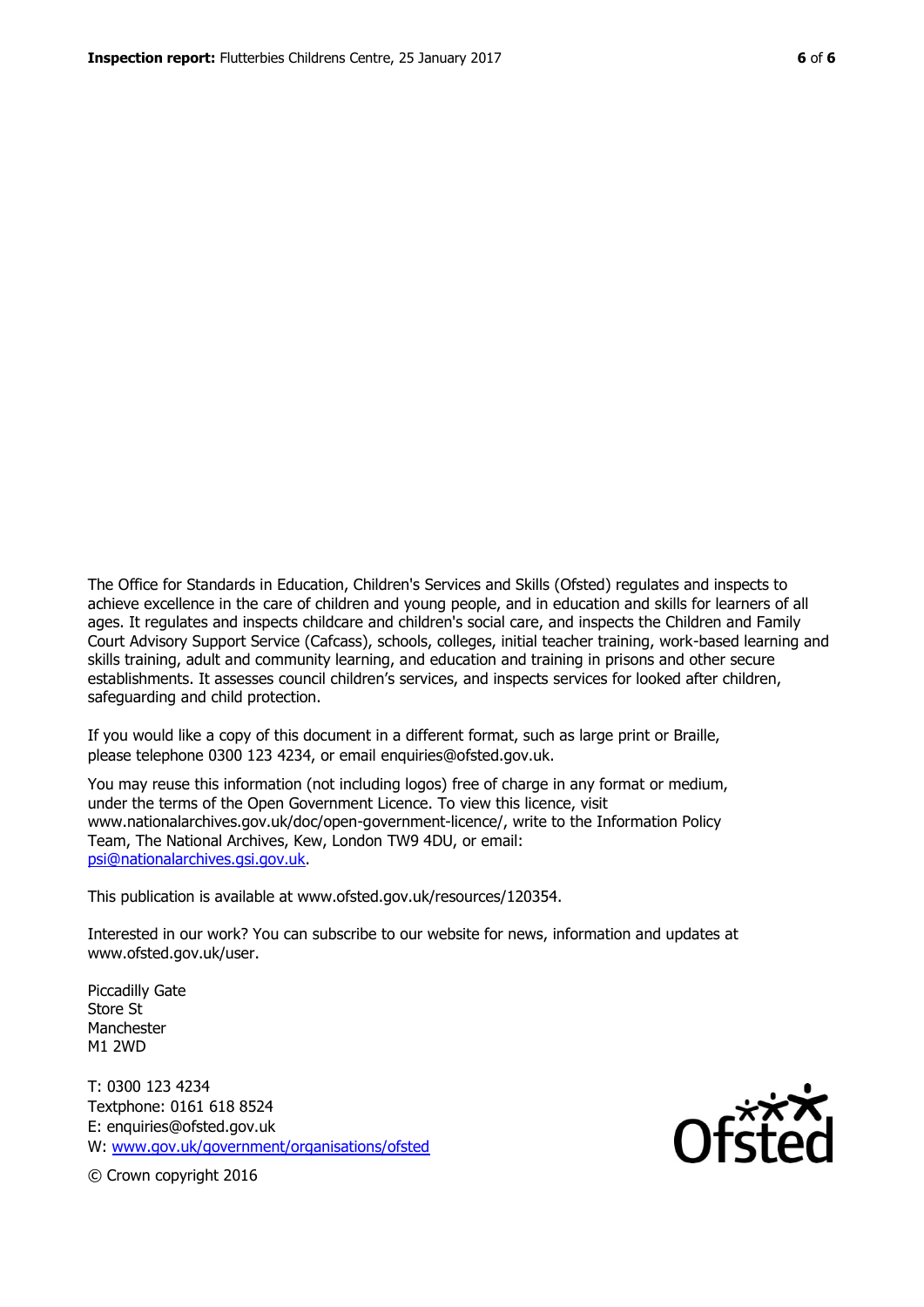The Office for Standards in Education, Children's Services and Skills (Ofsted) regulates and inspects to achieve excellence in the care of children and young people, and in education and skills for learners of all ages. It regulates and inspects childcare and children's social care, and inspects the Children and Family Court Advisory Support Service (Cafcass), schools, colleges, initial teacher training, work-based learning and skills training, adult and community learning, and education and training in prisons and other secure establishments. It assesses council children's services, and inspects services for looked after children, safeguarding and child protection.

If you would like a copy of this document in a different format, such as large print or Braille, please telephone 0300 123 4234, or email enquiries@ofsted.gov.uk.

You may reuse this information (not including logos) free of charge in any format or medium, under the terms of the Open Government Licence. To view this licence, visit www.nationalarchives.gov.uk/doc/open-government-licence/, write to the Information Policy Team, The National Archives, Kew, London TW9 4DU, or email: psi@nationalarchives.gsi.gov.uk.

This publication is available at www.ofsted.gov.uk/resources/120354.

Interested in our work? You can subscribe to our website for news, information and updates at www.ofsted.gov.uk/user.

Piccadilly Gate
Store St
Manchester
M1 2WD

T: 0300 123 4234
Textphone: 0161 618 8524
E: enquiries@ofsted.gov.uk
W: www.gov.uk/government/organisations/ofsted

© Crown copyright 2016